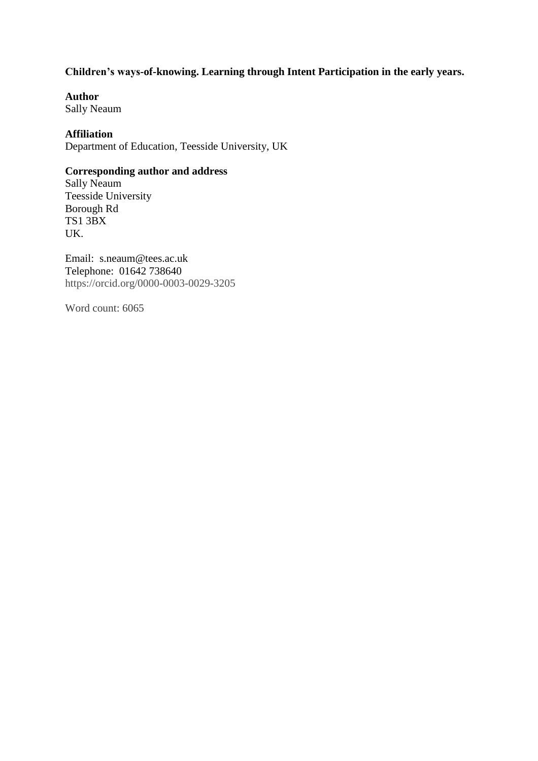**Children's ways-of-knowing. Learning through Intent Participation in the early years.**

**Author**
Sally Neaum

**Affiliation**
Department of Education, Teesside University, UK

**Corresponding author and address**
Sally Neaum
Teesside University
Borough Rd
TS1 3BX
UK.

Email: s.neaum@tees.ac.uk
Telephone: 01642 738640
https://orcid.org/0000-0003-0029-3205

Word count: 6065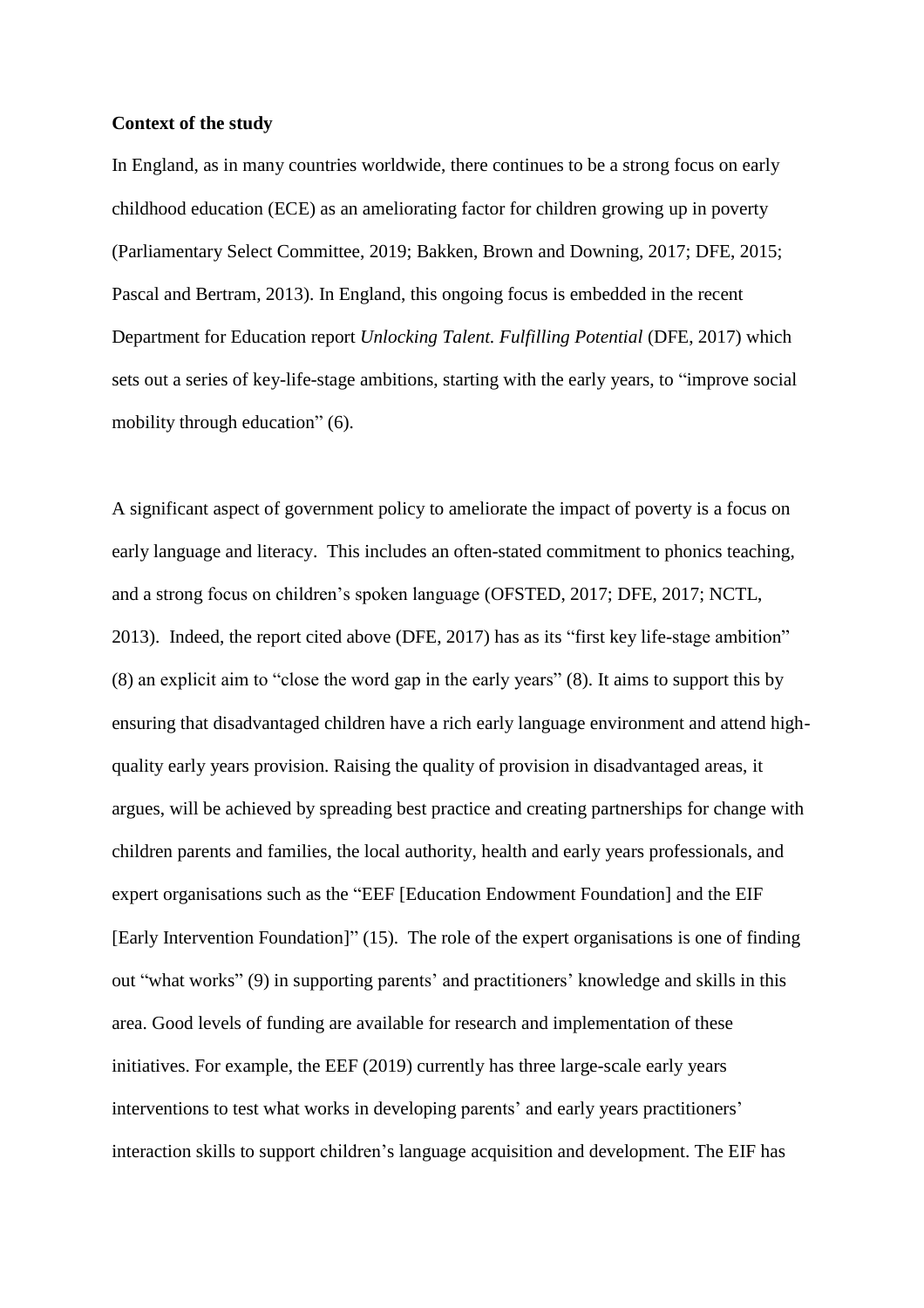**Context of the study**

In England, as in many countries worldwide, there continues to be a strong focus on early childhood education (ECE) as an ameliorating factor for children growing up in poverty (Parliamentary Select Committee, 2019; Bakken, Brown and Downing, 2017; DFE, 2015; Pascal and Bertram, 2013). In England, this ongoing focus is embedded in the recent Department for Education report *Unlocking Talent. Fulfilling Potential* (DFE, 2017) which sets out a series of key-life-stage ambitions, starting with the early years, to "improve social mobility through education" (6).

A significant aspect of government policy to ameliorate the impact of poverty is a focus on early language and literacy. This includes an often-stated commitment to phonics teaching, and a strong focus on children's spoken language (OFSTED, 2017; DFE, 2017; NCTL, 2013). Indeed, the report cited above (DFE, 2017) has as its "first key life-stage ambition" (8) an explicit aim to "close the word gap in the early years" (8). It aims to support this by ensuring that disadvantaged children have a rich early language environment and attend high-quality early years provision. Raising the quality of provision in disadvantaged areas, it argues, will be achieved by spreading best practice and creating partnerships for change with children parents and families, the local authority, health and early years professionals, and expert organisations such as the "EEF [Education Endowment Foundation] and the EIF [Early Intervention Foundation]" (15). The role of the expert organisations is one of finding out "what works" (9) in supporting parents' and practitioners' knowledge and skills in this area. Good levels of funding are available for research and implementation of these initiatives. For example, the EEF (2019) currently has three large-scale early years interventions to test what works in developing parents' and early years practitioners' interaction skills to support children's language acquisition and development. The EIF has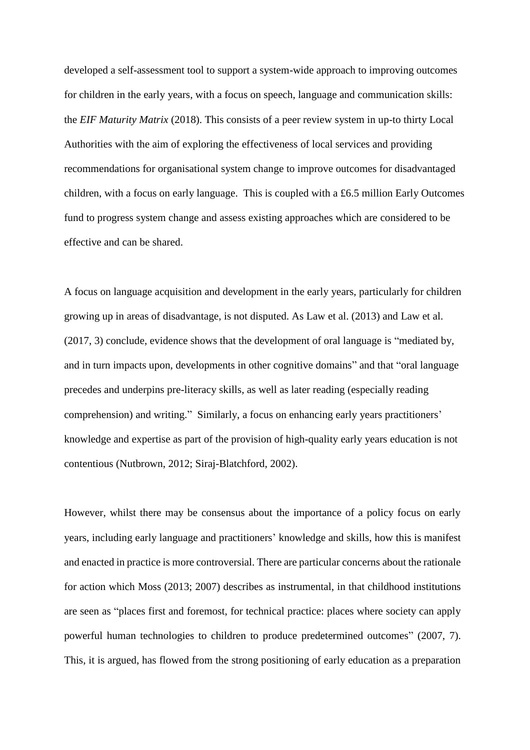developed a self-assessment tool to support a system-wide approach to improving outcomes for children in the early years, with a focus on speech, language and communication skills: the *EIF Maturity Matrix* (2018). This consists of a peer review system in up-to thirty Local Authorities with the aim of exploring the effectiveness of local services and providing recommendations for organisational system change to improve outcomes for disadvantaged children, with a focus on early language. This is coupled with a £6.5 million Early Outcomes fund to progress system change and assess existing approaches which are considered to be effective and can be shared.

A focus on language acquisition and development in the early years, particularly for children growing up in areas of disadvantage, is not disputed. As Law et al. (2013) and Law et al. (2017, 3) conclude, evidence shows that the development of oral language is "mediated by, and in turn impacts upon, developments in other cognitive domains" and that "oral language precedes and underpins pre-literacy skills, as well as later reading (especially reading comprehension) and writing." Similarly, a focus on enhancing early years practitioners' knowledge and expertise as part of the provision of high-quality early years education is not contentious (Nutbrown, 2012; Siraj-Blatchford, 2002).

However, whilst there may be consensus about the importance of a policy focus on early years, including early language and practitioners' knowledge and skills, how this is manifest and enacted in practice is more controversial. There are particular concerns about the rationale for action which Moss (2013; 2007) describes as instrumental, in that childhood institutions are seen as "places first and foremost, for technical practice: places where society can apply powerful human technologies to children to produce predetermined outcomes" (2007, 7). This, it is argued, has flowed from the strong positioning of early education as a preparation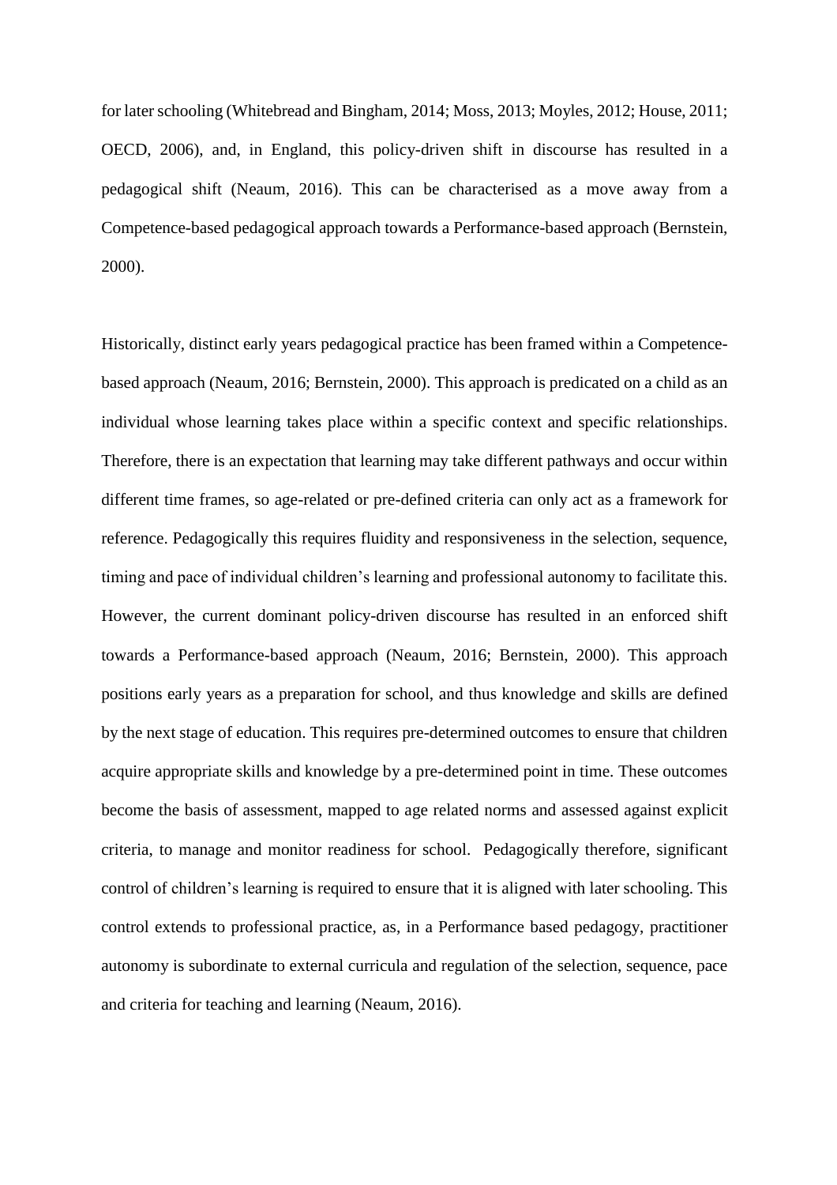for later schooling (Whitebread and Bingham, 2014; Moss, 2013; Moyles, 2012; House, 2011; OECD, 2006), and, in England, this policy-driven shift in discourse has resulted in a pedagogical shift (Neaum, 2016). This can be characterised as a move away from a Competence-based pedagogical approach towards a Performance-based approach (Bernstein, 2000).

Historically, distinct early years pedagogical practice has been framed within a Competence-based approach (Neaum, 2016; Bernstein, 2000). This approach is predicated on a child as an individual whose learning takes place within a specific context and specific relationships. Therefore, there is an expectation that learning may take different pathways and occur within different time frames, so age-related or pre-defined criteria can only act as a framework for reference. Pedagogically this requires fluidity and responsiveness in the selection, sequence, timing and pace of individual children's learning and professional autonomy to facilitate this. However, the current dominant policy-driven discourse has resulted in an enforced shift towards a Performance-based approach (Neaum, 2016; Bernstein, 2000). This approach positions early years as a preparation for school, and thus knowledge and skills are defined by the next stage of education. This requires pre-determined outcomes to ensure that children acquire appropriate skills and knowledge by a pre-determined point in time. These outcomes become the basis of assessment, mapped to age related norms and assessed against explicit criteria, to manage and monitor readiness for school. Pedagogically therefore, significant control of children's learning is required to ensure that it is aligned with later schooling. This control extends to professional practice, as, in a Performance based pedagogy, practitioner autonomy is subordinate to external curricula and regulation of the selection, sequence, pace and criteria for teaching and learning (Neaum, 2016).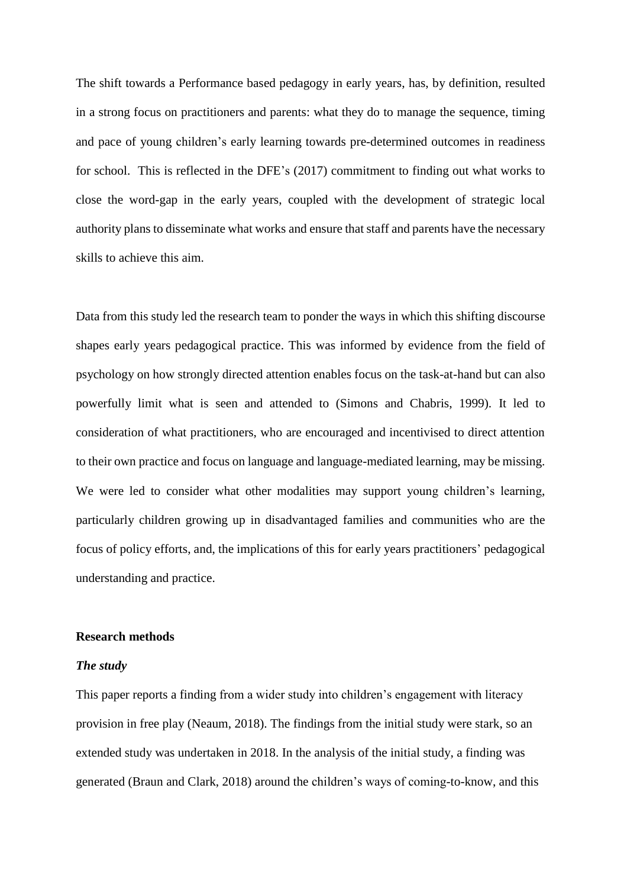The shift towards a Performance based pedagogy in early years, has, by definition, resulted in a strong focus on practitioners and parents: what they do to manage the sequence, timing and pace of young children's early learning towards pre-determined outcomes in readiness for school. This is reflected in the DFE's (2017) commitment to finding out what works to close the word-gap in the early years, coupled with the development of strategic local authority plans to disseminate what works and ensure that staff and parents have the necessary skills to achieve this aim.

Data from this study led the research team to ponder the ways in which this shifting discourse shapes early years pedagogical practice. This was informed by evidence from the field of psychology on how strongly directed attention enables focus on the task-at-hand but can also powerfully limit what is seen and attended to (Simons and Chabris, 1999). It led to consideration of what practitioners, who are encouraged and incentivised to direct attention to their own practice and focus on language and language-mediated learning, may be missing. We were led to consider what other modalities may support young children's learning, particularly children growing up in disadvantaged families and communities who are the focus of policy efforts, and, the implications of this for early years practitioners' pedagogical understanding and practice.

## Research methods

### *The study*

This paper reports a finding from a wider study into children's engagement with literacy provision in free play (Neaum, 2018). The findings from the initial study were stark, so an extended study was undertaken in 2018. In the analysis of the initial study, a finding was generated (Braun and Clark, 2018) around the children's ways of coming-to-know, and this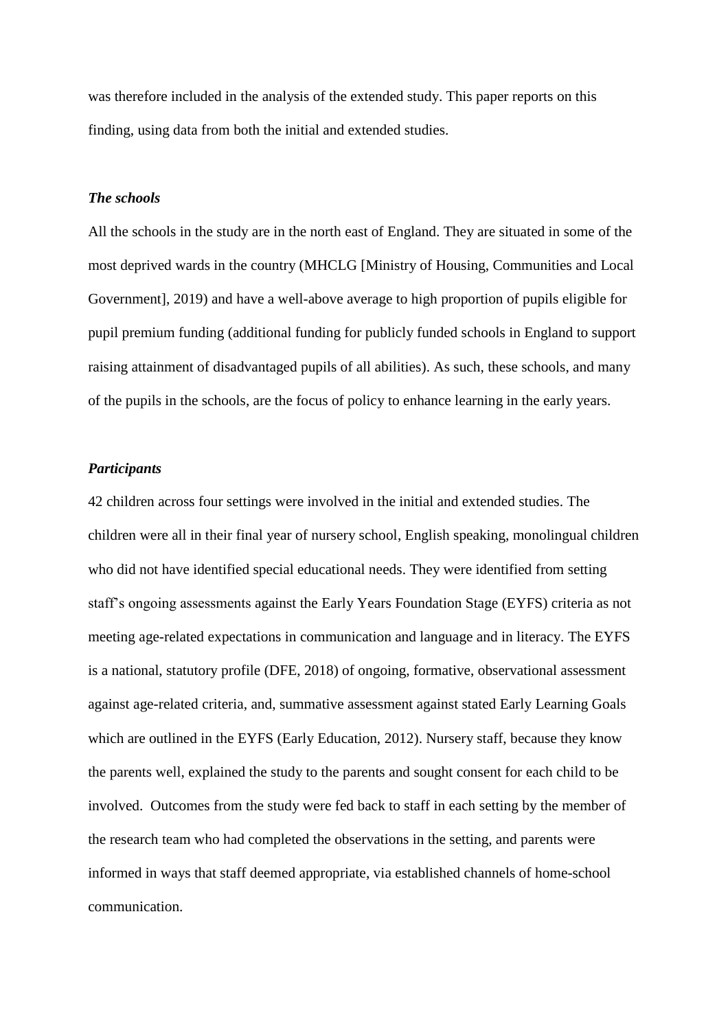was therefore included in the analysis of the extended study. This paper reports on this finding, using data from both the initial and extended studies.

### *The schools*

All the schools in the study are in the north east of England. They are situated in some of the most deprived wards in the country (MHCLG [Ministry of Housing, Communities and Local Government], 2019) and have a well-above average to high proportion of pupils eligible for pupil premium funding (additional funding for publicly funded schools in England to support raising attainment of disadvantaged pupils of all abilities). As such, these schools, and many of the pupils in the schools, are the focus of policy to enhance learning in the early years.

### *Participants*

42 children across four settings were involved in the initial and extended studies. The children were all in their final year of nursery school, English speaking, monolingual children who did not have identified special educational needs. They were identified from setting staff's ongoing assessments against the Early Years Foundation Stage (EYFS) criteria as not meeting age-related expectations in communication and language and in literacy. The EYFS is a national, statutory profile (DFE, 2018) of ongoing, formative, observational assessment against age-related criteria, and, summative assessment against stated Early Learning Goals which are outlined in the EYFS (Early Education, 2012). Nursery staff, because they know the parents well, explained the study to the parents and sought consent for each child to be involved. Outcomes from the study were fed back to staff in each setting by the member of the research team who had completed the observations in the setting, and parents were informed in ways that staff deemed appropriate, via established channels of home-school communication.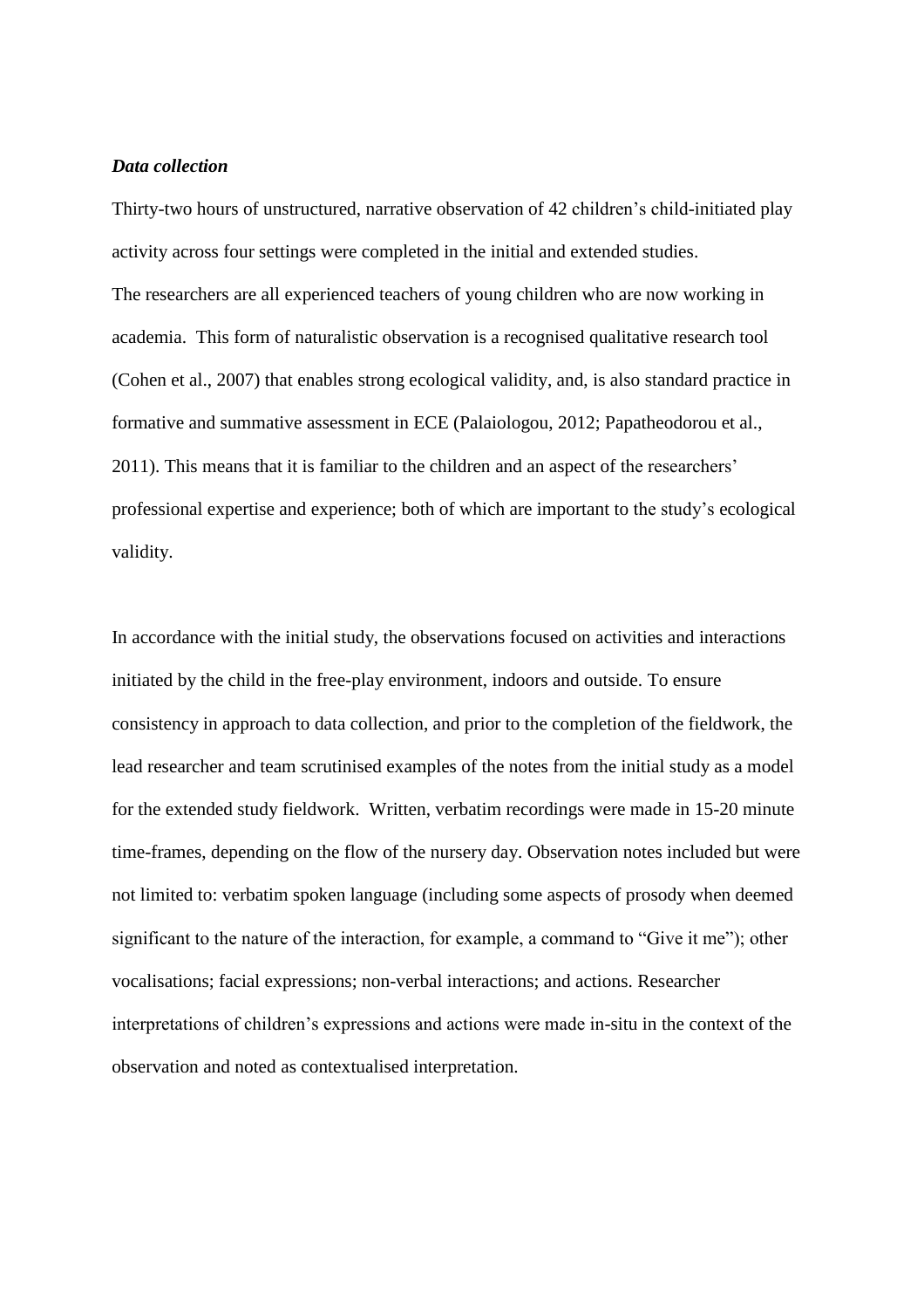***Data collection***

Thirty-two hours of unstructured, narrative observation of 42 children's child-initiated play activity across four settings were completed in the initial and extended studies.
The researchers are all experienced teachers of young children who are now working in academia. This form of naturalistic observation is a recognised qualitative research tool (Cohen et al., 2007) that enables strong ecological validity, and, is also standard practice in formative and summative assessment in ECE (Palaiologou, 2012; Papatheodorou et al., 2011). This means that it is familiar to the children and an aspect of the researchers' professional expertise and experience; both of which are important to the study's ecological validity.

In accordance with the initial study, the observations focused on activities and interactions initiated by the child in the free-play environment, indoors and outside. To ensure consistency in approach to data collection, and prior to the completion of the fieldwork, the lead researcher and team scrutinised examples of the notes from the initial study as a model for the extended study fieldwork. Written, verbatim recordings were made in 15-20 minute time-frames, depending on the flow of the nursery day. Observation notes included but were not limited to: verbatim spoken language (including some aspects of prosody when deemed significant to the nature of the interaction, for example, a command to "Give it me"); other vocalisations; facial expressions; non-verbal interactions; and actions. Researcher interpretations of children's expressions and actions were made in-situ in the context of the observation and noted as contextualised interpretation.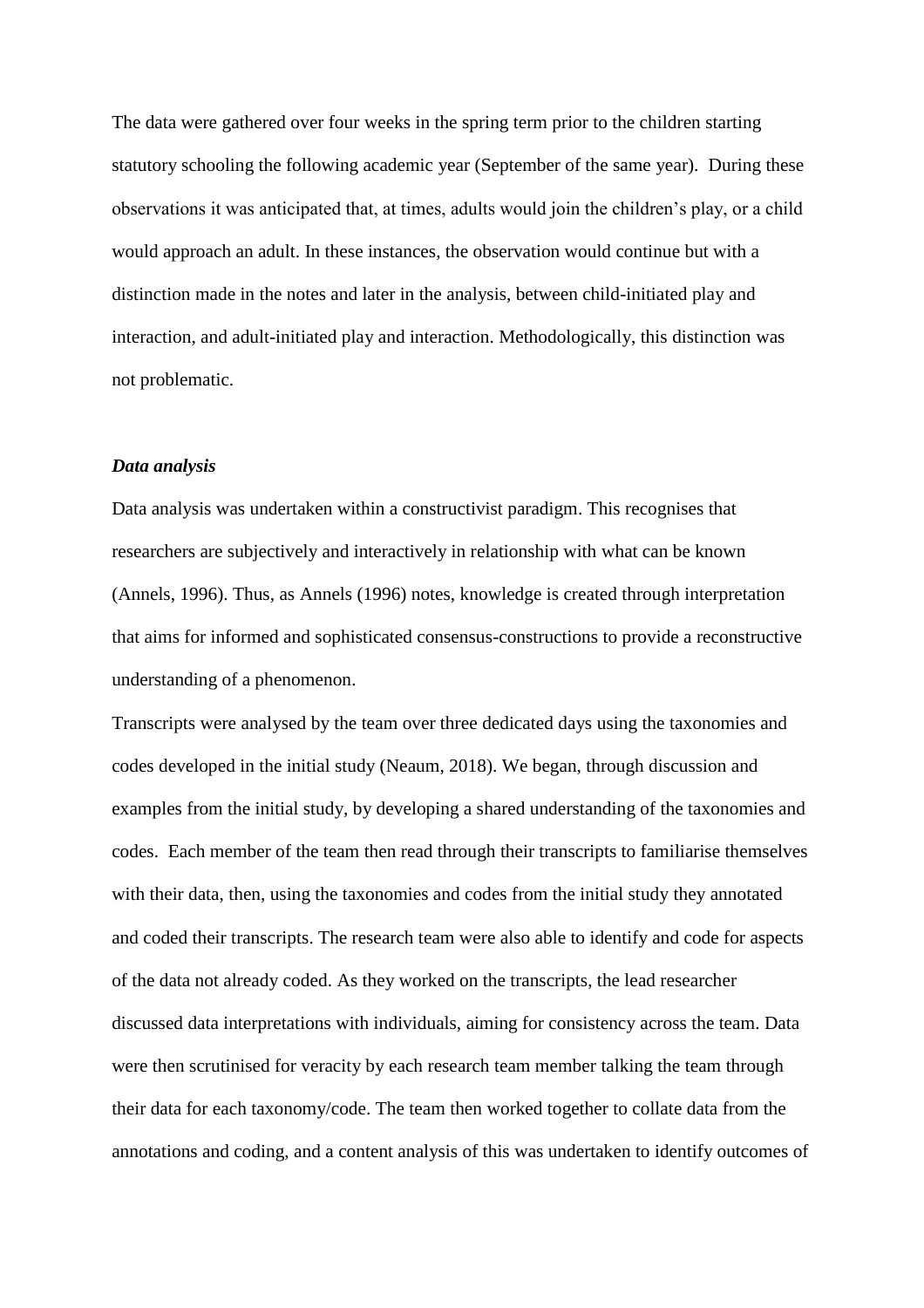The data were gathered over four weeks in the spring term prior to the children starting statutory schooling the following academic year (September of the same year). During these observations it was anticipated that, at times, adults would join the children's play, or a child would approach an adult. In these instances, the observation would continue but with a distinction made in the notes and later in the analysis, between child-initiated play and interaction, and adult-initiated play and interaction. Methodologically, this distinction was not problematic.

***Data analysis***

Data analysis was undertaken within a constructivist paradigm. This recognises that researchers are subjectively and interactively in relationship with what can be known (Annels, 1996). Thus, as Annels (1996) notes, knowledge is created through interpretation that aims for informed and sophisticated consensus-constructions to provide a reconstructive understanding of a phenomenon.

Transcripts were analysed by the team over three dedicated days using the taxonomies and codes developed in the initial study (Neaum, 2018). We began, through discussion and examples from the initial study, by developing a shared understanding of the taxonomies and codes. Each member of the team then read through their transcripts to familiarise themselves with their data, then, using the taxonomies and codes from the initial study they annotated and coded their transcripts. The research team were also able to identify and code for aspects of the data not already coded. As they worked on the transcripts, the lead researcher discussed data interpretations with individuals, aiming for consistency across the team. Data were then scrutinised for veracity by each research team member talking the team through their data for each taxonomy/code. The team then worked together to collate data from the annotations and coding, and a content analysis of this was undertaken to identify outcomes of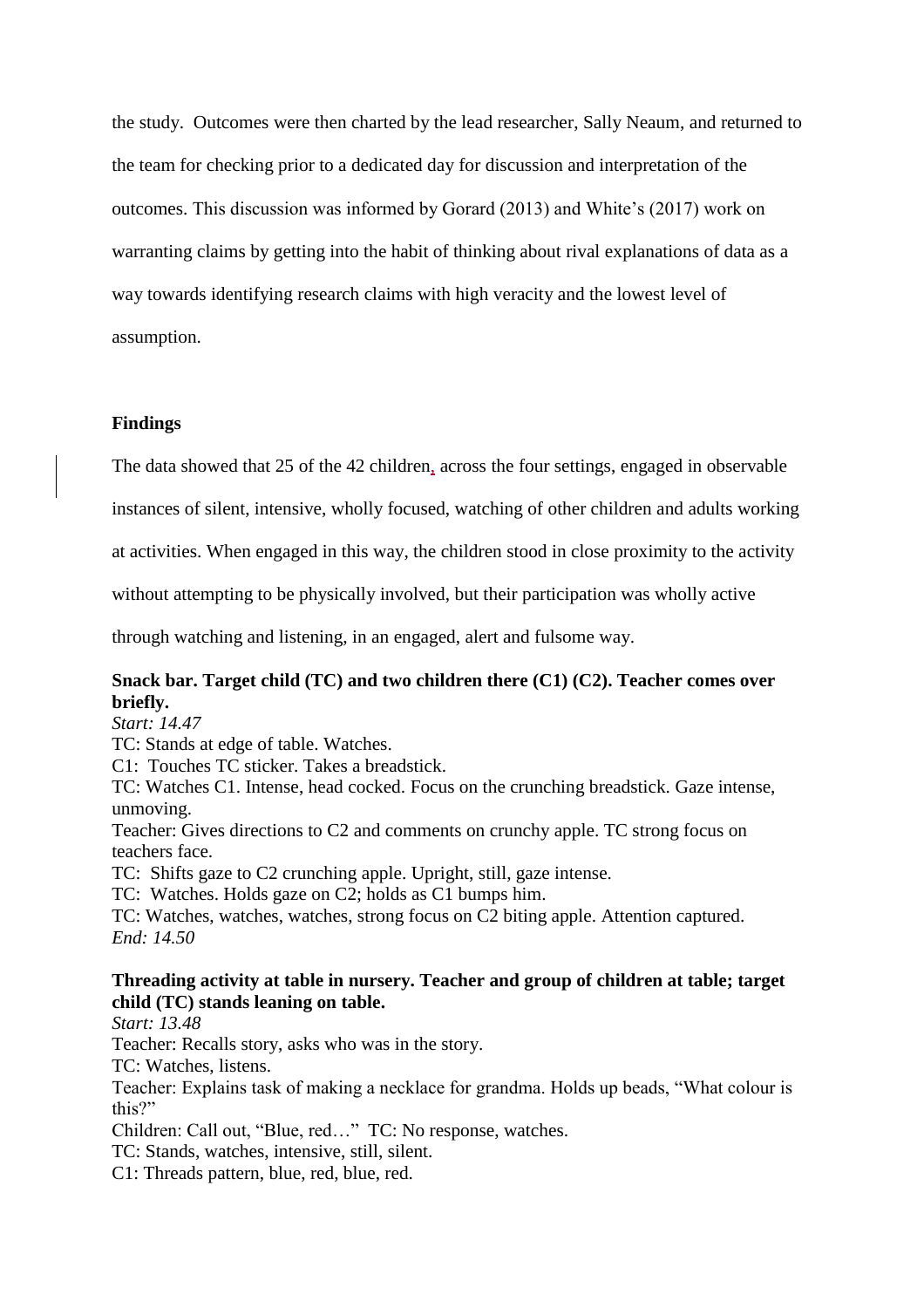the study. Outcomes were then charted by the lead researcher, Sally Neaum, and returned to the team for checking prior to a dedicated day for discussion and interpretation of the outcomes. This discussion was informed by Gorard (2013) and White's (2017) work on warranting claims by getting into the habit of thinking about rival explanations of data as a way towards identifying research claims with high veracity and the lowest level of assumption.

## Findings

The data showed that 25 of the 42 children, across the four settings, engaged in observable instances of silent, intensive, wholly focused, watching of other children and adults working at activities. When engaged in this way, the children stood in close proximity to the activity without attempting to be physically involved, but their participation was wholly active through watching and listening, in an engaged, alert and fulsome way.

**Snack bar. Target child (TC) and two children there (C1) (C2). Teacher comes over briefly.**

*Start: 14.47*

TC: Stands at edge of table. Watches.

C1: Touches TC sticker. Takes a breadstick.

TC: Watches C1. Intense, head cocked. Focus on the crunching breadstick. Gaze intense, unmoving.

Teacher: Gives directions to C2 and comments on crunchy apple. TC strong focus on teachers face.

TC: Shifts gaze to C2 crunching apple. Upright, still, gaze intense.

TC: Watches. Holds gaze on C2; holds as C1 bumps him.

TC: Watches, watches, watches, strong focus on C2 biting apple. Attention captured.

*End: 14.50*

**Threading activity at table in nursery. Teacher and group of children at table; target child (TC) stands leaning on table.**

*Start: 13.48*

Teacher: Recalls story, asks who was in the story.

TC: Watches, listens.

Teacher: Explains task of making a necklace for grandma. Holds up beads, "What colour is this?"

Children: Call out, "Blue, red…" TC: No response, watches.

TC: Stands, watches, intensive, still, silent.

C1: Threads pattern, blue, red, blue, red.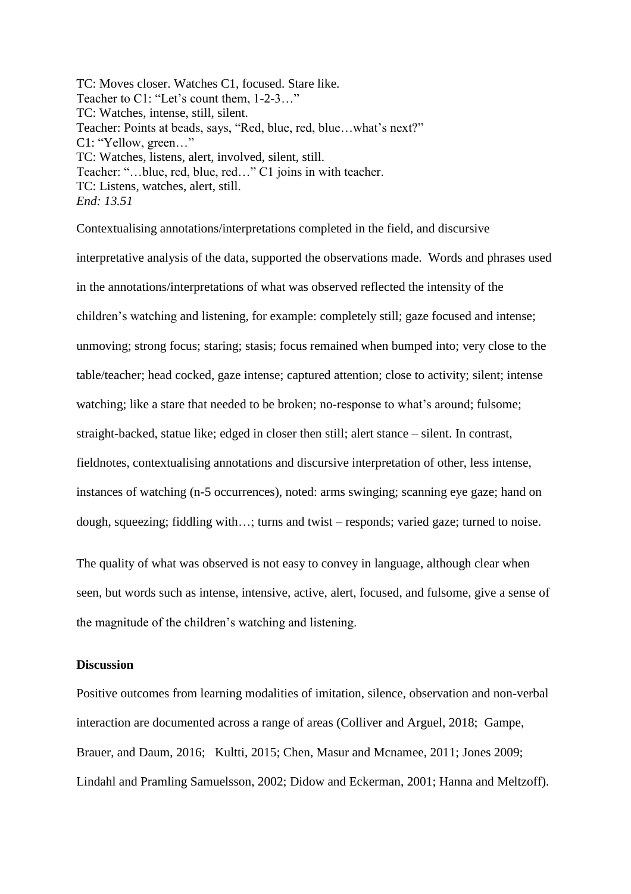TC: Moves closer. Watches C1, focused. Stare like.  
Teacher to C1: "Let's count them, 1-2-3…"  
TC: Watches, intense, still, silent.  
Teacher: Points at beads, says, "Red, blue, red, blue…what's next?"  
C1: "Yellow, green…"  
TC: Watches, listens, alert, involved, silent, still.  
Teacher: "…blue, red, blue, red…" C1 joins in with teacher.  
TC: Listens, watches, alert, still.  
*End: 13.51*

Contextualising annotations/interpretations completed in the field, and discursive interpretative analysis of the data, supported the observations made. Words and phrases used in the annotations/interpretations of what was observed reflected the intensity of the children's watching and listening, for example: completely still; gaze focused and intense; unmoving; strong focus; staring; stasis; focus remained when bumped into; very close to the table/teacher; head cocked, gaze intense; captured attention; close to activity; silent; intense watching; like a stare that needed to be broken; no-response to what's around; fulsome; straight-backed, statue like; edged in closer then still; alert stance – silent. In contrast, fieldnotes, contextualising annotations and discursive interpretation of other, less intense, instances of watching (n-5 occurrences), noted: arms swinging; scanning eye gaze; hand on dough, squeezing; fiddling with…; turns and twist – responds; varied gaze; turned to noise.

The quality of what was observed is not easy to convey in language, although clear when seen, but words such as intense, intensive, active, alert, focused, and fulsome, give a sense of the magnitude of the children's watching and listening.

**Discussion**

Positive outcomes from learning modalities of imitation, silence, observation and non-verbal interaction are documented across a range of areas (Colliver and Arguel, 2018; Gampe, Brauer, and Daum, 2016; Kultti, 2015; Chen, Masur and Mcnamee, 2011; Jones 2009; Lindahl and Pramling Samuelsson, 2002; Didow and Eckerman, 2001; Hanna and Meltzoff).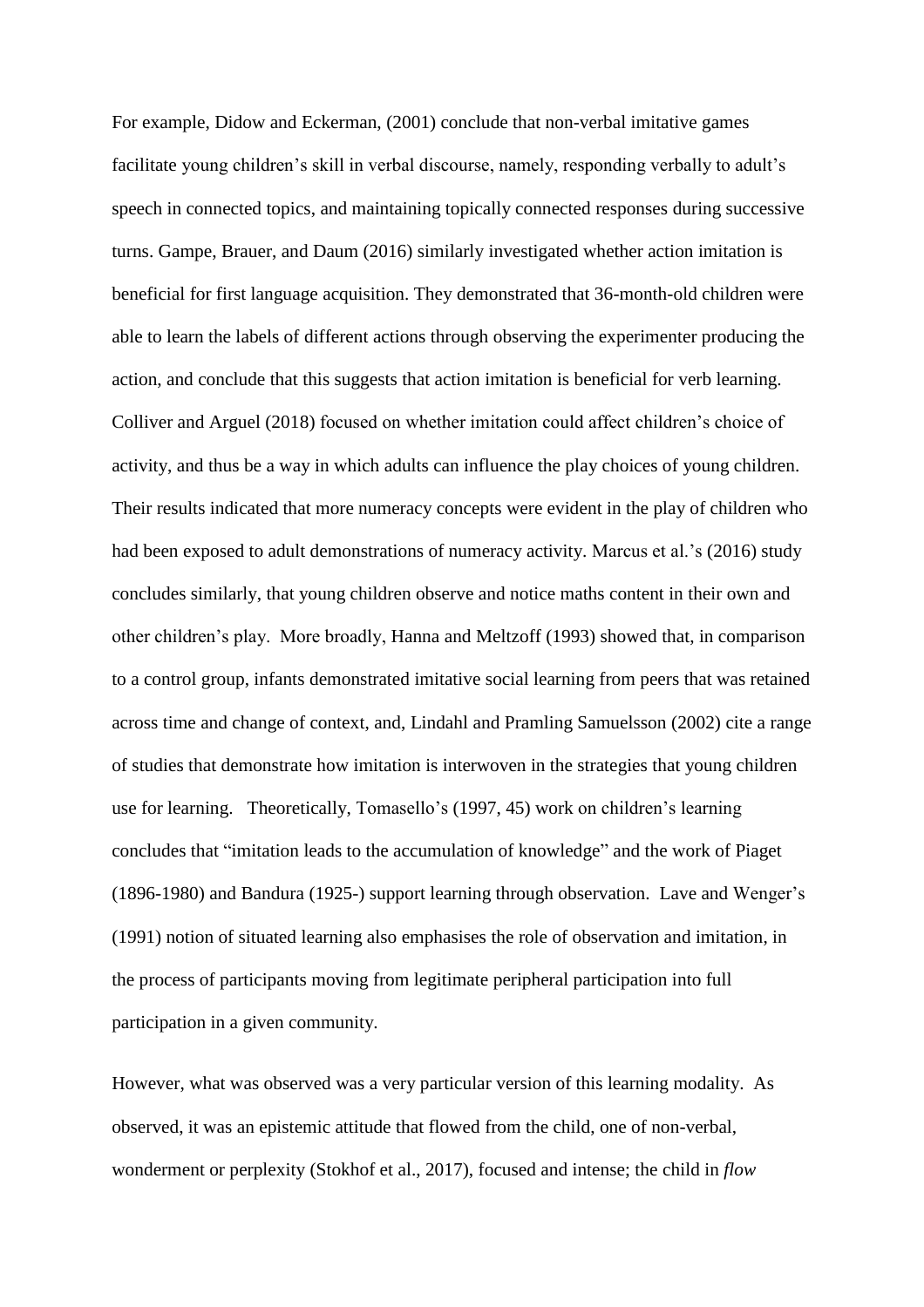For example, Didow and Eckerman, (2001) conclude that non-verbal imitative games facilitate young children's skill in verbal discourse, namely, responding verbally to adult's speech in connected topics, and maintaining topically connected responses during successive turns. Gampe, Brauer, and Daum (2016) similarly investigated whether action imitation is beneficial for first language acquisition. They demonstrated that 36-month-old children were able to learn the labels of different actions through observing the experimenter producing the action, and conclude that this suggests that action imitation is beneficial for verb learning. Colliver and Arguel (2018) focused on whether imitation could affect children's choice of activity, and thus be a way in which adults can influence the play choices of young children. Their results indicated that more numeracy concepts were evident in the play of children who had been exposed to adult demonstrations of numeracy activity. Marcus et al.'s (2016) study concludes similarly, that young children observe and notice maths content in their own and other children's play. More broadly, Hanna and Meltzoff (1993) showed that, in comparison to a control group, infants demonstrated imitative social learning from peers that was retained across time and change of context, and, Lindahl and Pramling Samuelsson (2002) cite a range of studies that demonstrate how imitation is interwoven in the strategies that young children use for learning. Theoretically, Tomasello's (1997, 45) work on children's learning concludes that "imitation leads to the accumulation of knowledge" and the work of Piaget (1896-1980) and Bandura (1925-) support learning through observation. Lave and Wenger's (1991) notion of situated learning also emphasises the role of observation and imitation, in the process of participants moving from legitimate peripheral participation into full participation in a given community.

However, what was observed was a very particular version of this learning modality. As observed, it was an epistemic attitude that flowed from the child, one of non-verbal, wonderment or perplexity (Stokhof et al., 2017), focused and intense; the child in *flow*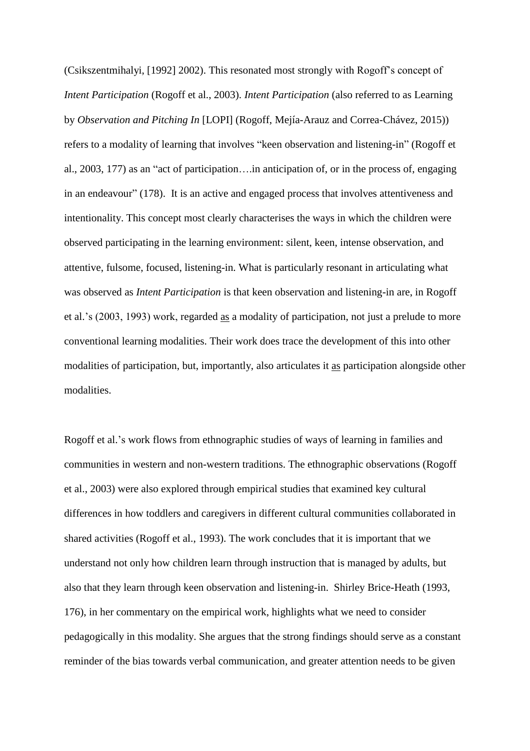(Csikszentmihalyi, [1992] 2002). This resonated most strongly with Rogoff's concept of *Intent Participation* (Rogoff et al., 2003). *Intent Participation* (also referred to as Learning by *Observation and Pitching In* [LOPI] (Rogoff, Mejía-Arauz and Correa-Chávez, 2015)) refers to a modality of learning that involves "keen observation and listening-in" (Rogoff et al., 2003, 177) as an "act of participation….in anticipation of, or in the process of, engaging in an endeavour" (178). It is an active and engaged process that involves attentiveness and intentionality. This concept most clearly characterises the ways in which the children were observed participating in the learning environment: silent, keen, intense observation, and attentive, fulsome, focused, listening-in. What is particularly resonant in articulating what was observed as *Intent Participation* is that keen observation and listening-in are, in Rogoff et al.'s (2003, 1993) work, regarded <u>as</u> a modality of participation, not just a prelude to more conventional learning modalities. Their work does trace the development of this into other modalities of participation, but, importantly, also articulates it <u>as</u> participation alongside other modalities.

Rogoff et al.'s work flows from ethnographic studies of ways of learning in families and communities in western and non-western traditions. The ethnographic observations (Rogoff et al., 2003) were also explored through empirical studies that examined key cultural differences in how toddlers and caregivers in different cultural communities collaborated in shared activities (Rogoff et al., 1993). The work concludes that it is important that we understand not only how children learn through instruction that is managed by adults, but also that they learn through keen observation and listening-in. Shirley Brice-Heath (1993, 176), in her commentary on the empirical work, highlights what we need to consider pedagogically in this modality. She argues that the strong findings should serve as a constant reminder of the bias towards verbal communication, and greater attention needs to be given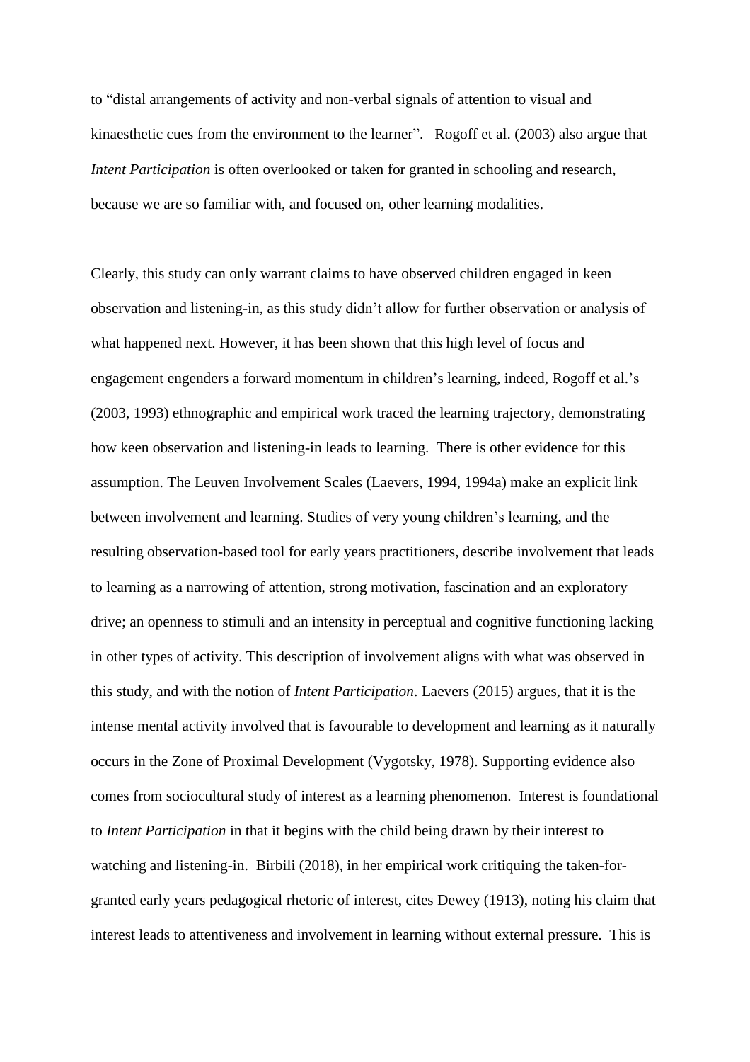to "distal arrangements of activity and non-verbal signals of attention to visual and kinaesthetic cues from the environment to the learner". Rogoff et al. (2003) also argue that *Intent Participation* is often overlooked or taken for granted in schooling and research, because we are so familiar with, and focused on, other learning modalities.

Clearly, this study can only warrant claims to have observed children engaged in keen observation and listening-in, as this study didn't allow for further observation or analysis of what happened next. However, it has been shown that this high level of focus and engagement engenders a forward momentum in children's learning, indeed, Rogoff et al.'s (2003, 1993) ethnographic and empirical work traced the learning trajectory, demonstrating how keen observation and listening-in leads to learning. There is other evidence for this assumption. The Leuven Involvement Scales (Laevers, 1994, 1994a) make an explicit link between involvement and learning. Studies of very young children's learning, and the resulting observation-based tool for early years practitioners, describe involvement that leads to learning as a narrowing of attention, strong motivation, fascination and an exploratory drive; an openness to stimuli and an intensity in perceptual and cognitive functioning lacking in other types of activity. This description of involvement aligns with what was observed in this study, and with the notion of *Intent Participation*. Laevers (2015) argues, that it is the intense mental activity involved that is favourable to development and learning as it naturally occurs in the Zone of Proximal Development (Vygotsky, 1978). Supporting evidence also comes from sociocultural study of interest as a learning phenomenon. Interest is foundational to *Intent Participation* in that it begins with the child being drawn by their interest to watching and listening-in. Birbili (2018), in her empirical work critiquing the taken-for-granted early years pedagogical rhetoric of interest, cites Dewey (1913), noting his claim that interest leads to attentiveness and involvement in learning without external pressure. This is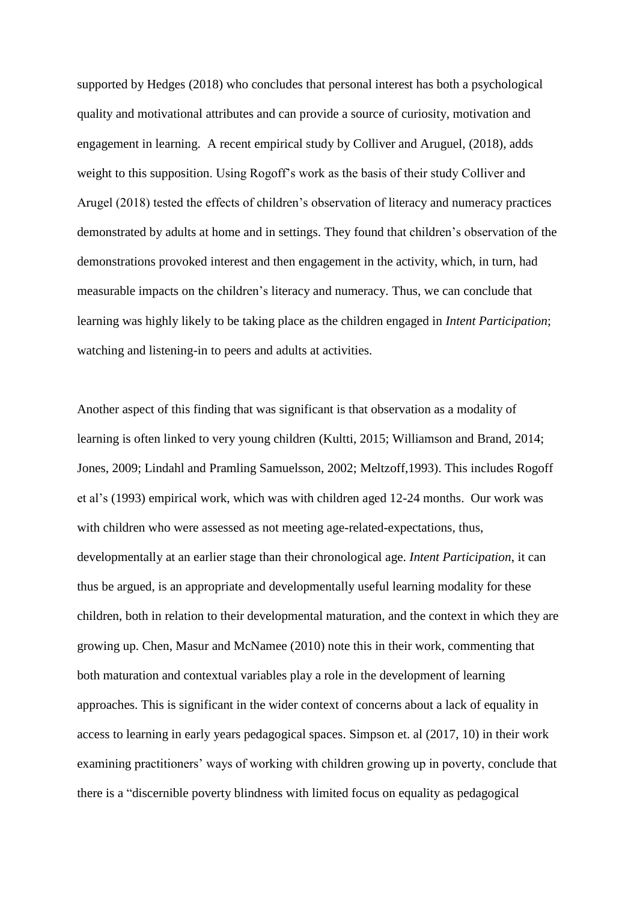supported by Hedges (2018) who concludes that personal interest has both a psychological quality and motivational attributes and can provide a source of curiosity, motivation and engagement in learning. A recent empirical study by Colliver and Aruguel, (2018), adds weight to this supposition. Using Rogoff's work as the basis of their study Colliver and Arugel (2018) tested the effects of children's observation of literacy and numeracy practices demonstrated by adults at home and in settings. They found that children's observation of the demonstrations provoked interest and then engagement in the activity, which, in turn, had measurable impacts on the children's literacy and numeracy. Thus, we can conclude that learning was highly likely to be taking place as the children engaged in *Intent Participation*; watching and listening-in to peers and adults at activities.

Another aspect of this finding that was significant is that observation as a modality of learning is often linked to very young children (Kultti, 2015; Williamson and Brand, 2014; Jones, 2009; Lindahl and Pramling Samuelsson, 2002; Meltzoff,1993). This includes Rogoff et al's (1993) empirical work, which was with children aged 12-24 months. Our work was with children who were assessed as not meeting age-related-expectations, thus, developmentally at an earlier stage than their chronological age. *Intent Participation*, it can thus be argued, is an appropriate and developmentally useful learning modality for these children, both in relation to their developmental maturation, and the context in which they are growing up. Chen, Masur and McNamee (2010) note this in their work, commenting that both maturation and contextual variables play a role in the development of learning approaches. This is significant in the wider context of concerns about a lack of equality in access to learning in early years pedagogical spaces. Simpson et. al (2017, 10) in their work examining practitioners' ways of working with children growing up in poverty, conclude that there is a "discernible poverty blindness with limited focus on equality as pedagogical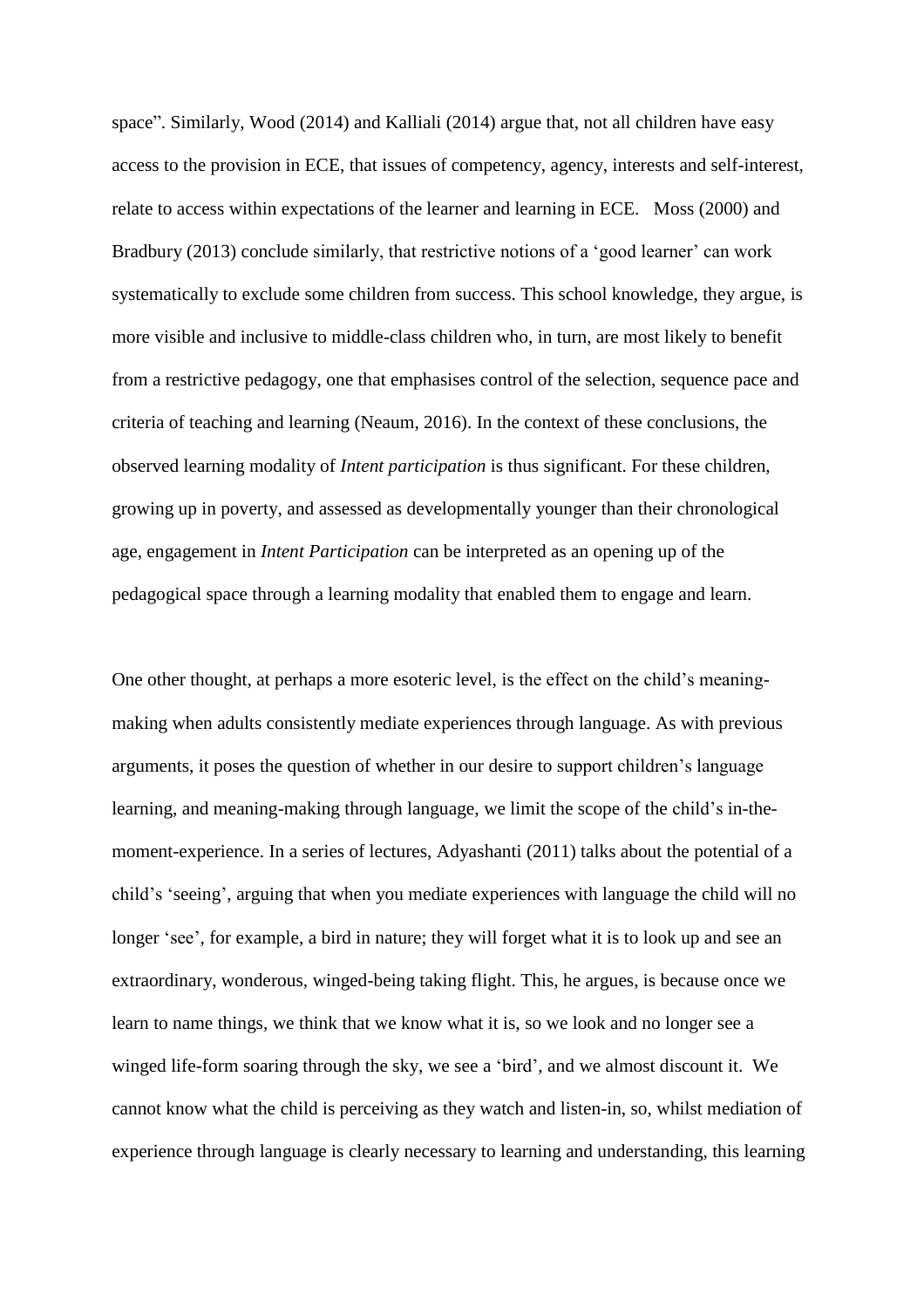space". Similarly, Wood (2014) and Kalliali (2014) argue that, not all children have easy access to the provision in ECE, that issues of competency, agency, interests and self-interest, relate to access within expectations of the learner and learning in ECE. Moss (2000) and Bradbury (2013) conclude similarly, that restrictive notions of a 'good learner' can work systematically to exclude some children from success. This school knowledge, they argue, is more visible and inclusive to middle-class children who, in turn, are most likely to benefit from a restrictive pedagogy, one that emphasises control of the selection, sequence pace and criteria of teaching and learning (Neaum, 2016). In the context of these conclusions, the observed learning modality of *Intent participation* is thus significant. For these children, growing up in poverty, and assessed as developmentally younger than their chronological age, engagement in *Intent Participation* can be interpreted as an opening up of the pedagogical space through a learning modality that enabled them to engage and learn.

One other thought, at perhaps a more esoteric level, is the effect on the child's meaning-making when adults consistently mediate experiences through language. As with previous arguments, it poses the question of whether in our desire to support children's language learning, and meaning-making through language, we limit the scope of the child's in-the-moment-experience. In a series of lectures, Adyashanti (2011) talks about the potential of a child's 'seeing', arguing that when you mediate experiences with language the child will no longer 'see', for example, a bird in nature; they will forget what it is to look up and see an extraordinary, wonderous, winged-being taking flight. This, he argues, is because once we learn to name things, we think that we know what it is, so we look and no longer see a winged life-form soaring through the sky, we see a 'bird', and we almost discount it. We cannot know what the child is perceiving as they watch and listen-in, so, whilst mediation of experience through language is clearly necessary to learning and understanding, this learning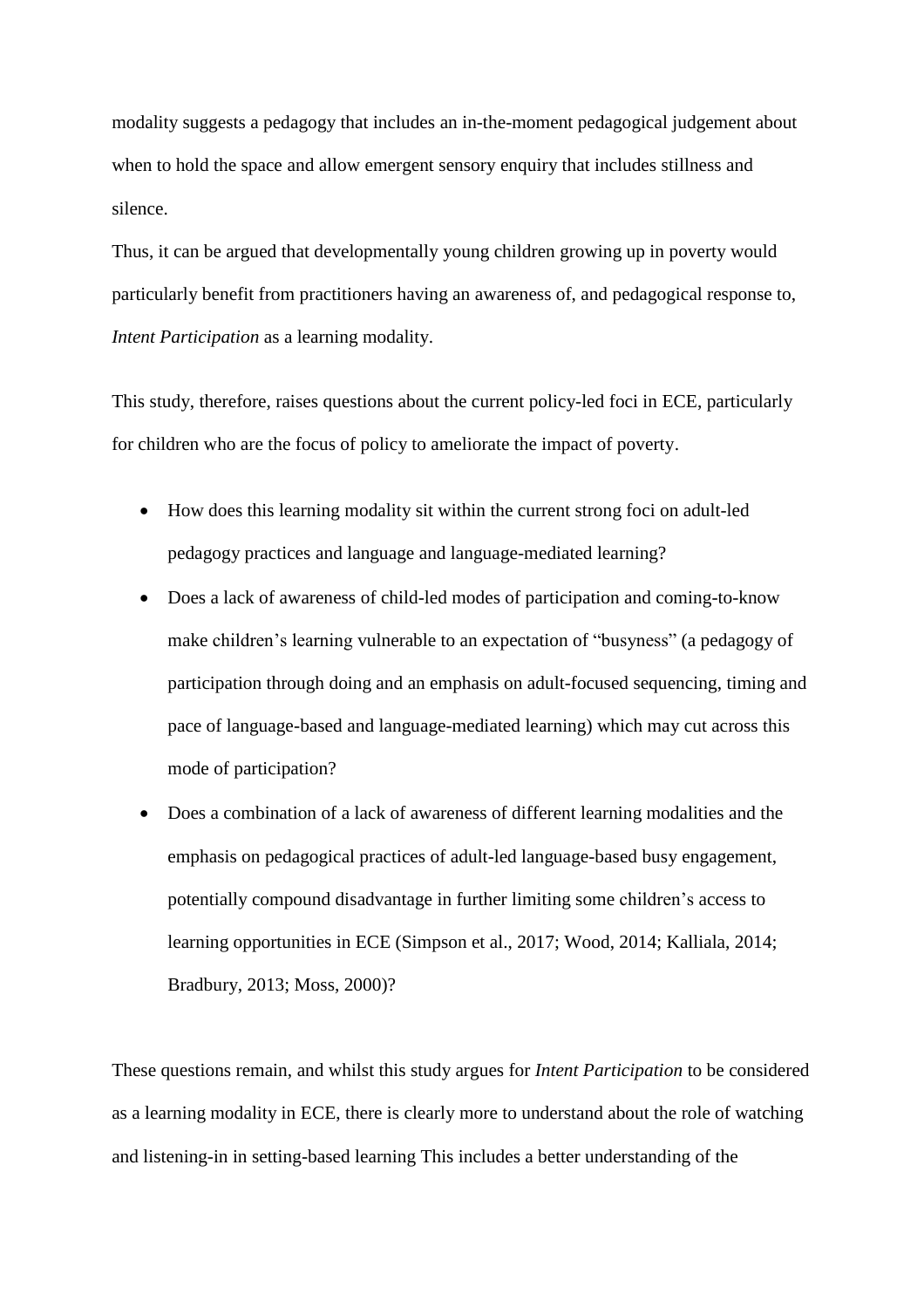modality suggests a pedagogy that includes an in-the-moment pedagogical judgement about when to hold the space and allow emergent sensory enquiry that includes stillness and silence.

Thus, it can be argued that developmentally young children growing up in poverty would particularly benefit from practitioners having an awareness of, and pedagogical response to, *Intent Participation* as a learning modality.

This study, therefore, raises questions about the current policy-led foci in ECE, particularly for children who are the focus of policy to ameliorate the impact of poverty.

- How does this learning modality sit within the current strong foci on adult-led pedagogy practices and language and language-mediated learning?
- Does a lack of awareness of child-led modes of participation and coming-to-know make children's learning vulnerable to an expectation of "busyness" (a pedagogy of participation through doing and an emphasis on adult-focused sequencing, timing and pace of language-based and language-mediated learning) which may cut across this mode of participation?
- Does a combination of a lack of awareness of different learning modalities and the emphasis on pedagogical practices of adult-led language-based busy engagement, potentially compound disadvantage in further limiting some children's access to learning opportunities in ECE (Simpson et al., 2017; Wood, 2014; Kalliala, 2014; Bradbury, 2013; Moss, 2000)?

These questions remain, and whilst this study argues for *Intent Participation* to be considered as a learning modality in ECE, there is clearly more to understand about the role of watching and listening-in in setting-based learning This includes a better understanding of the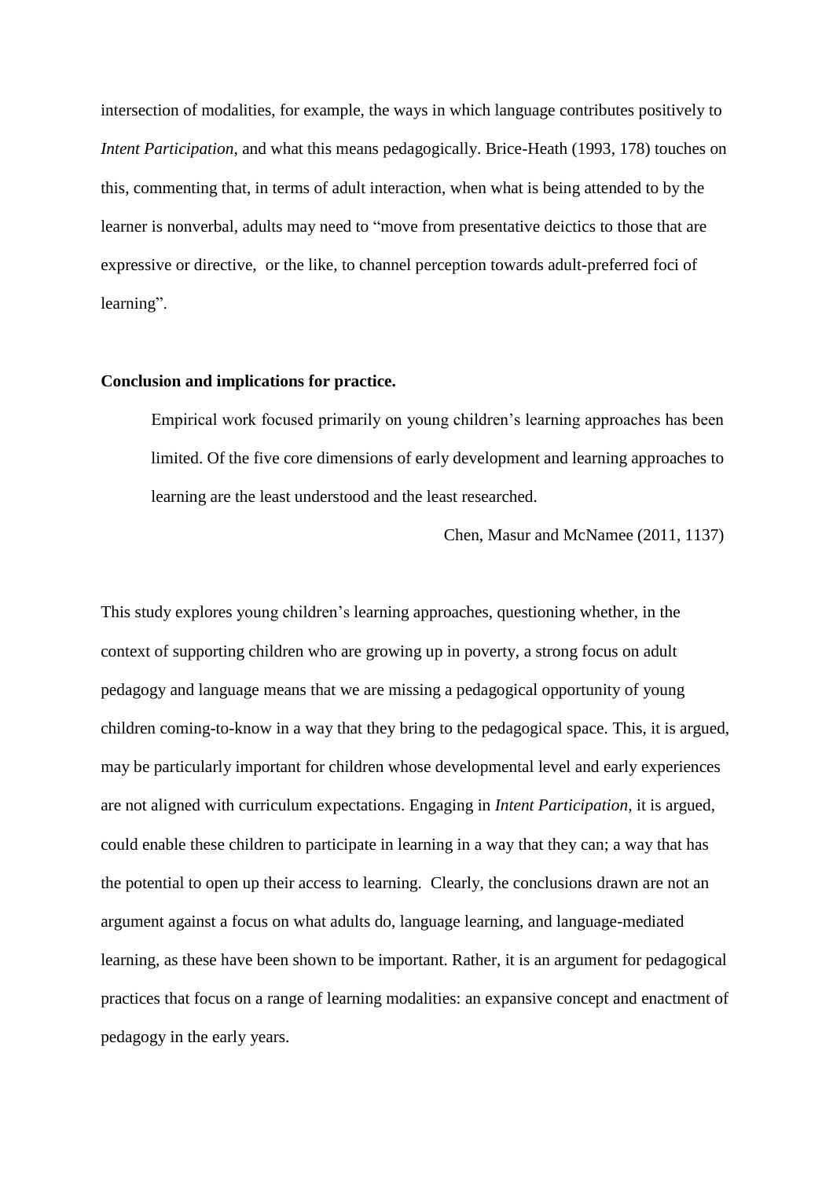intersection of modalities, for example, the ways in which language contributes positively to *Intent Participation,* and what this means pedagogically. Brice-Heath (1993, 178) touches on this, commenting that, in terms of adult interaction, when what is being attended to by the learner is nonverbal, adults may need to "move from presentative deictics to those that are expressive or directive, or the like, to channel perception towards adult-preferred foci of learning".

**Conclusion and implications for practice.**

> Empirical work focused primarily on young children's learning approaches has been limited. Of the five core dimensions of early development and learning approaches to learning are the least understood and the least researched.
>
> Chen, Masur and McNamee (2011, 1137)

This study explores young children's learning approaches, questioning whether, in the context of supporting children who are growing up in poverty, a strong focus on adult pedagogy and language means that we are missing a pedagogical opportunity of young children coming-to-know in a way that they bring to the pedagogical space. This, it is argued, may be particularly important for children whose developmental level and early experiences are not aligned with curriculum expectations. Engaging in *Intent Participation,* it is argued, could enable these children to participate in learning in a way that they can; a way that has the potential to open up their access to learning. Clearly, the conclusions drawn are not an argument against a focus on what adults do, language learning, and language-mediated learning, as these have been shown to be important. Rather, it is an argument for pedagogical practices that focus on a range of learning modalities: an expansive concept and enactment of pedagogy in the early years.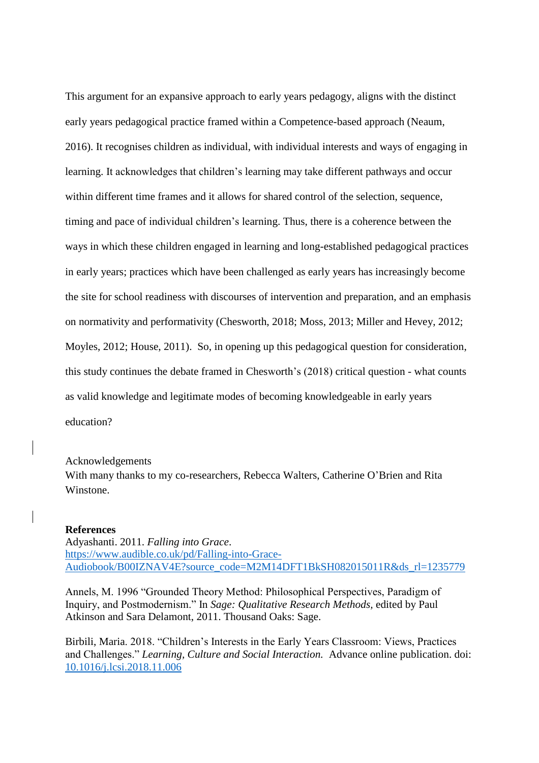This argument for an expansive approach to early years pedagogy, aligns with the distinct early years pedagogical practice framed within a Competence-based approach (Neaum, 2016). It recognises children as individual, with individual interests and ways of engaging in learning. It acknowledges that children's learning may take different pathways and occur within different time frames and it allows for shared control of the selection, sequence, timing and pace of individual children's learning. Thus, there is a coherence between the ways in which these children engaged in learning and long-established pedagogical practices in early years; practices which have been challenged as early years has increasingly become the site for school readiness with discourses of intervention and preparation, and an emphasis on normativity and performativity (Chesworth, 2018; Moss, 2013; Miller and Hevey, 2012; Moyles, 2012; House, 2011). So, in opening up this pedagogical question for consideration, this study continues the debate framed in Chesworth's (2018) critical question - what counts as valid knowledge and legitimate modes of becoming knowledgeable in early years education?

Acknowledgements

With many thanks to my co-researchers, Rebecca Walters, Catherine O'Brien and Rita Winstone.

**References**

Adyashanti. 2011. *Falling into Grace*. https://www.audible.co.uk/pd/Falling-into-Grace-Audiobook/B00IZNAV4E?source_code=M2M14DFT1BkSH082015011R&ds_rl=1235779

Annels, M. 1996 "Grounded Theory Method: Philosophical Perspectives, Paradigm of Inquiry, and Postmodernism." In *Sage: Qualitative Research Methods,* edited by Paul Atkinson and Sara Delamont, 2011. Thousand Oaks: Sage.

Birbili, Maria. 2018. "Children's Interests in the Early Years Classroom: Views, Practices and Challenges." *Learning, Culture and Social Interaction.* Advance online publication. doi: 10.1016/j.lcsi.2018.11.006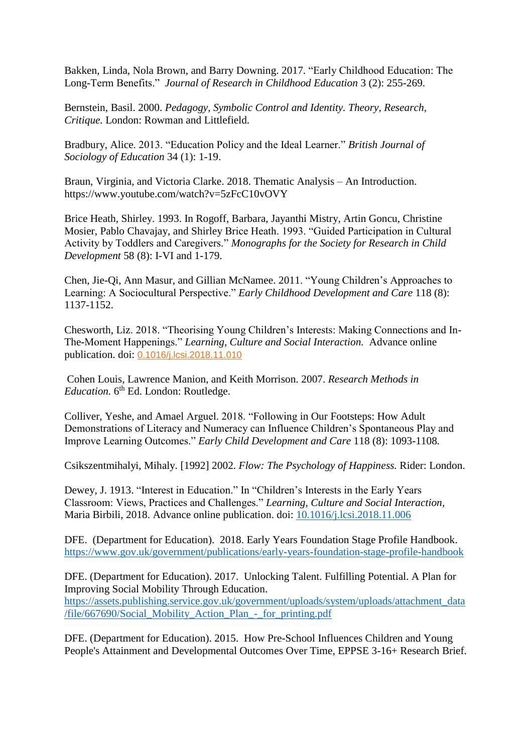Bakken, Linda, Nola Brown, and Barry Downing. 2017. "Early Childhood Education: The Long-Term Benefits." *Journal of Research in Childhood Education* 3 (2): 255-269.

Bernstein, Basil. 2000. *Pedagogy, Symbolic Control and Identity. Theory, Research, Critique.* London: Rowman and Littlefield.

Bradbury, Alice. 2013. "Education Policy and the Ideal Learner." *British Journal of Sociology of Education* 34 (1): 1-19.

Braun, Virginia, and Victoria Clarke. 2018. Thematic Analysis – An Introduction. https://www.youtube.com/watch?v=5zFcC10vOVY

Brice Heath, Shirley. 1993. In Rogoff, Barbara, Jayanthi Mistry, Artin Goncu, Christine Mosier, Pablo Chavajay, and Shirley Brice Heath. 1993. "Guided Participation in Cultural Activity by Toddlers and Caregivers." *Monographs for the Society for Research in Child Development* 58 (8): I-VI and 1-179.

Chen, Jie-Qi, Ann Masur, and Gillian McNamee. 2011. "Young Children's Approaches to Learning: A Sociocultural Perspective." *Early Childhood Development and Care* 118 (8): 1137-1152.

Chesworth, Liz. 2018. "Theorising Young Children's Interests: Making Connections and In-The-Moment Happenings." *Learning, Culture and Social Interaction.* Advance online publication. doi: 0.1016/j.lcsi.2018.11.010

Cohen Louis, Lawrence Manion, and Keith Morrison. 2007. *Research Methods in Education.* 6th Ed. London: Routledge.

Colliver, Yeshe, and Amael Arguel. 2018. "Following in Our Footsteps: How Adult Demonstrations of Literacy and Numeracy can Influence Children's Spontaneous Play and Improve Learning Outcomes." *Early Child Development and Care* 118 (8): 1093-1108.

Csikszentmihalyi, Mihaly. [1992] 2002. *Flow: The Psychology of Happiness.* Rider: London.

Dewey, J. 1913. "Interest in Education." In "Children's Interests in the Early Years Classroom: Views, Practices and Challenges." *Learning, Culture and Social Interaction,* Maria Birbili, 2018. Advance online publication. doi: 10.1016/j.lcsi.2018.11.006

DFE. (Department for Education). 2018. Early Years Foundation Stage Profile Handbook. https://www.gov.uk/government/publications/early-years-foundation-stage-profile-handbook

DFE. (Department for Education). 2017. Unlocking Talent. Fulfilling Potential. A Plan for Improving Social Mobility Through Education. https://assets.publishing.service.gov.uk/government/uploads/system/uploads/attachment_data/file/667690/Social_Mobility_Action_Plan_-_for_printing.pdf

DFE. (Department for Education). 2015. How Pre-School Influences Children and Young People's Attainment and Developmental Outcomes Over Time, EPPSE 3-16+ Research Brief.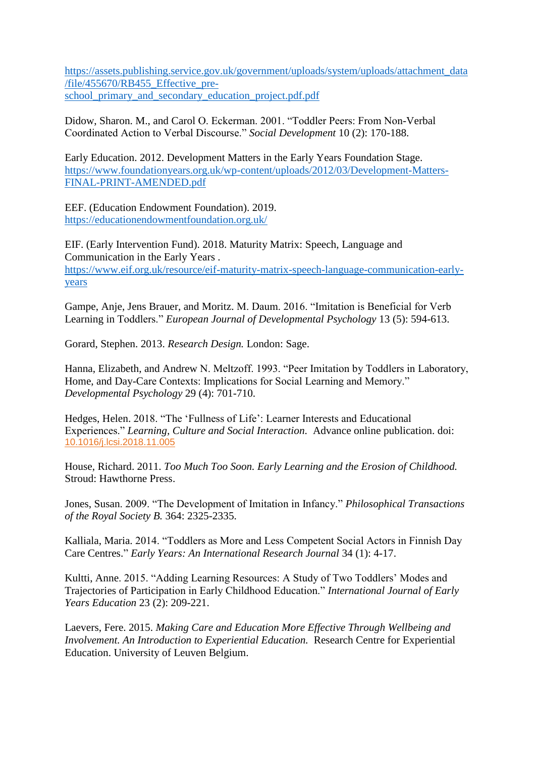https://assets.publishing.service.gov.uk/government/uploads/system/uploads/attachment_data/file/455670/RB455_Effective_pre-school_primary_and_secondary_education_project.pdf.pdf

Didow, Sharon. M., and Carol O. Eckerman. 2001. "Toddler Peers: From Non-Verbal Coordinated Action to Verbal Discourse." *Social Development* 10 (2): 170-188.

Early Education. 2012. Development Matters in the Early Years Foundation Stage. https://www.foundationyears.org.uk/wp-content/uploads/2012/03/Development-Matters-FINAL-PRINT-AMENDED.pdf

EEF. (Education Endowment Foundation). 2019. https://educationendowmentfoundation.org.uk/

EIF. (Early Intervention Fund). 2018. Maturity Matrix: Speech, Language and Communication in the Early Years . https://www.eif.org.uk/resource/eif-maturity-matrix-speech-language-communication-early-years

Gampe, Anje, Jens Brauer, and Moritz. M. Daum. 2016. "Imitation is Beneficial for Verb Learning in Toddlers." *European Journal of Developmental Psychology* 13 (5): 594-613.

Gorard, Stephen. 2013. *Research Design.* London: Sage.

Hanna, Elizabeth, and Andrew N. Meltzoff. 1993. "Peer Imitation by Toddlers in Laboratory, Home, and Day-Care Contexts: Implications for Social Learning and Memory." *Developmental Psychology* 29 (4): 701-710.

Hedges, Helen. 2018. "The 'Fullness of Life': Learner Interests and Educational Experiences." *Learning, Culture and Social Interaction.* Advance online publication. doi: 10.1016/j.lcsi.2018.11.005

House, Richard. 2011. *Too Much Too Soon. Early Learning and the Erosion of Childhood.* Stroud: Hawthorne Press.

Jones, Susan. 2009. "The Development of Imitation in Infancy." *Philosophical Transactions of the Royal Society B.* 364: 2325-2335.

Kalliala, Maria. 2014. "Toddlers as More and Less Competent Social Actors in Finnish Day Care Centres." *Early Years: An International Research Journal* 34 (1): 4-17.

Kultti, Anne. 2015. "Adding Learning Resources: A Study of Two Toddlers' Modes and Trajectories of Participation in Early Childhood Education." *International Journal of Early Years Education* 23 (2): 209-221.

Laevers, Fere. 2015. *Making Care and Education More Effective Through Wellbeing and Involvement. An Introduction to Experiential Education.* Research Centre for Experiential Education. University of Leuven Belgium.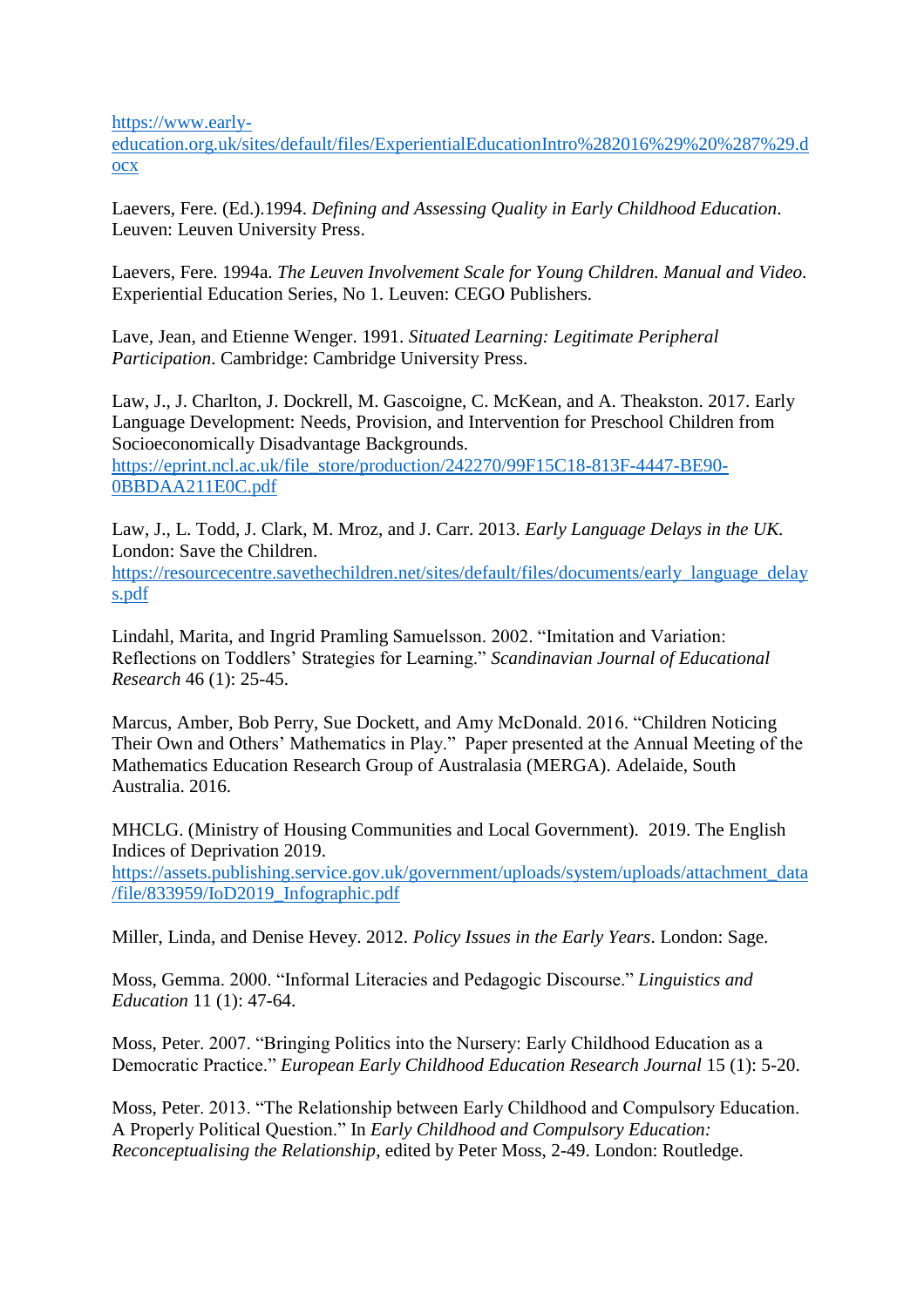https://www.early-education.org.uk/sites/default/files/ExperientialEducationIntro%282016%29%20%287%29.docx

Laevers, Fere. (Ed.).1994. *Defining and Assessing Quality in Early Childhood Education*. Leuven: Leuven University Press.

Laevers, Fere. 1994a. *The Leuven Involvement Scale for Young Children. Manual and Video*. Experiential Education Series, No 1. Leuven: CEGO Publishers.

Lave, Jean, and Etienne Wenger. 1991. *Situated Learning: Legitimate Peripheral Participation*. Cambridge: Cambridge University Press.

Law, J., J. Charlton, J. Dockrell, M. Gascoigne, C. McKean, and A. Theakston. 2017. Early Language Development: Needs, Provision, and Intervention for Preschool Children from Socioeconomically Disadvantage Backgrounds. https://eprint.ncl.ac.uk/file_store/production/242270/99F15C18-813F-4447-BE90-0BBDAA211E0C.pdf

Law, J., L. Todd, J. Clark, M. Mroz, and J. Carr. 2013. *Early Language Delays in the UK*. London: Save the Children. https://resourcecentre.savethechildren.net/sites/default/files/documents/early_language_delays.pdf

Lindahl, Marita, and Ingrid Pramling Samuelsson. 2002. "Imitation and Variation: Reflections on Toddlers' Strategies for Learning." *Scandinavian Journal of Educational Research* 46 (1): 25-45.

Marcus, Amber, Bob Perry, Sue Dockett, and Amy McDonald. 2016. "Children Noticing Their Own and Others' Mathematics in Play." Paper presented at the Annual Meeting of the Mathematics Education Research Group of Australasia (MERGA). Adelaide, South Australia. 2016.

MHCLG. (Ministry of Housing Communities and Local Government). 2019. The English Indices of Deprivation 2019. https://assets.publishing.service.gov.uk/government/uploads/system/uploads/attachment_data/file/833959/IoD2019_Infographic.pdf

Miller, Linda, and Denise Hevey. 2012. *Policy Issues in the Early Years*. London: Sage.

Moss, Gemma. 2000. "Informal Literacies and Pedagogic Discourse." *Linguistics and Education* 11 (1): 47-64.

Moss, Peter. 2007. "Bringing Politics into the Nursery: Early Childhood Education as a Democratic Practice." *European Early Childhood Education Research Journal* 15 (1): 5-20.

Moss, Peter. 2013. "The Relationship between Early Childhood and Compulsory Education. A Properly Political Question." In *Early Childhood and Compulsory Education: Reconceptualising the Relationship*, edited by Peter Moss, 2-49. London: Routledge.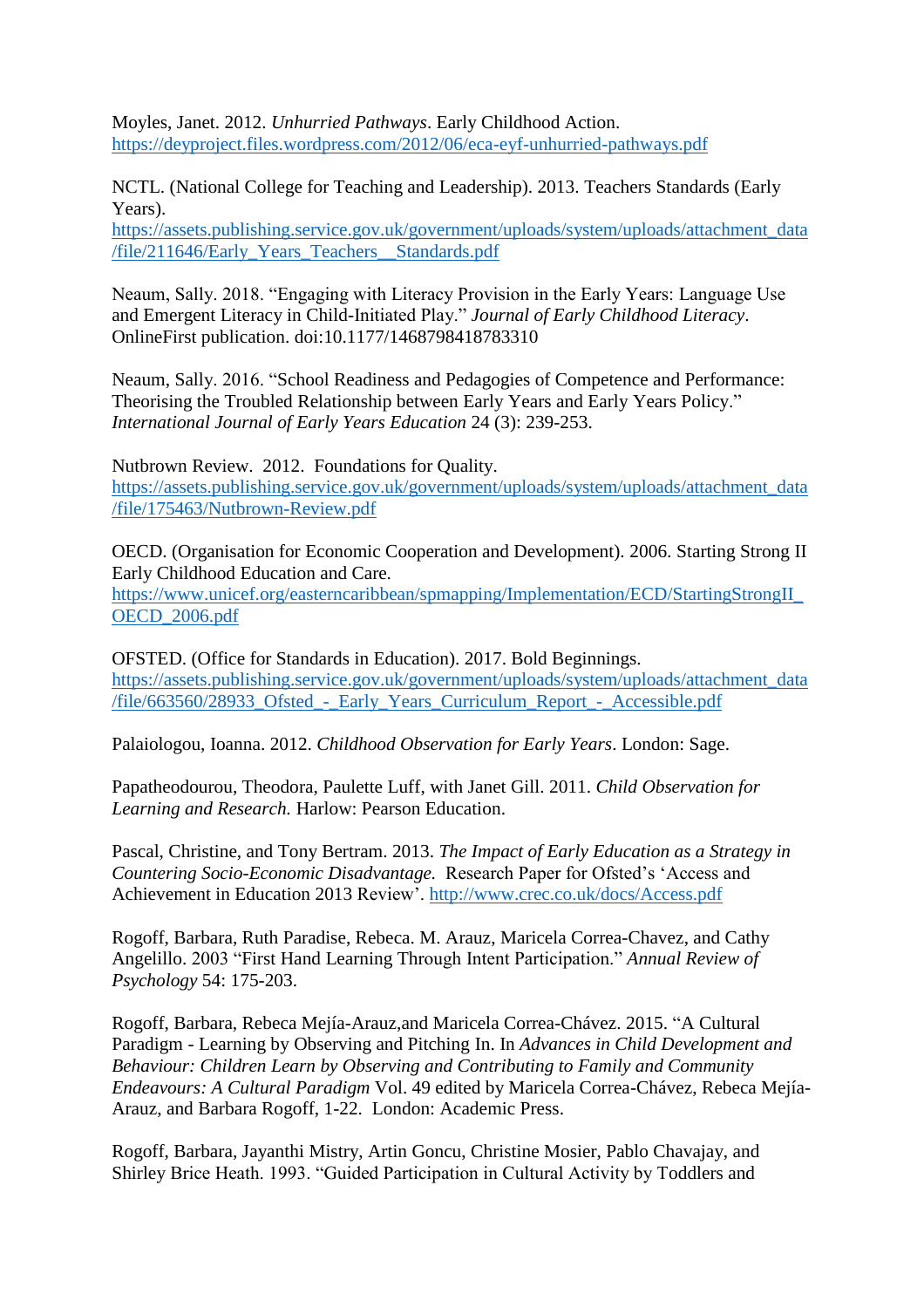Moyles, Janet. 2012. *Unhurried Pathways*. Early Childhood Action. https://deyproject.files.wordpress.com/2012/06/eca-eyf-unhurried-pathways.pdf

NCTL. (National College for Teaching and Leadership). 2013. Teachers Standards (Early Years). https://assets.publishing.service.gov.uk/government/uploads/system/uploads/attachment_data/file/211646/Early_Years_Teachers__Standards.pdf

Neaum, Sally. 2018. "Engaging with Literacy Provision in the Early Years: Language Use and Emergent Literacy in Child-Initiated Play." *Journal of Early Childhood Literacy*. OnlineFirst publication. doi:10.1177/1468798418783310

Neaum, Sally. 2016. "School Readiness and Pedagogies of Competence and Performance: Theorising the Troubled Relationship between Early Years and Early Years Policy." *International Journal of Early Years Education* 24 (3): 239-253.

Nutbrown Review. 2012. Foundations for Quality. https://assets.publishing.service.gov.uk/government/uploads/system/uploads/attachment_data/file/175463/Nutbrown-Review.pdf

OECD. (Organisation for Economic Cooperation and Development). 2006. Starting Strong II Early Childhood Education and Care. https://www.unicef.org/easterncaribbean/spmapping/Implementation/ECD/StartingStrongII_OECD_2006.pdf

OFSTED. (Office for Standards in Education). 2017. Bold Beginnings. https://assets.publishing.service.gov.uk/government/uploads/system/uploads/attachment_data/file/663560/28933_Ofsted_-_Early_Years_Curriculum_Report_-_Accessible.pdf

Palaiologou, Ioanna. 2012. *Childhood Observation for Early Years*. London: Sage.

Papatheodourou, Theodora, Paulette Luff, with Janet Gill. 2011. *Child Observation for Learning and Research.* Harlow: Pearson Education.

Pascal, Christine, and Tony Bertram. 2013. *The Impact of Early Education as a Strategy in Countering Socio-Economic Disadvantage.* Research Paper for Ofsted's 'Access and Achievement in Education 2013 Review'. http://www.crec.co.uk/docs/Access.pdf

Rogoff, Barbara, Ruth Paradise, Rebeca. M. Arauz, Maricela Correa-Chavez, and Cathy Angelillo. 2003 "First Hand Learning Through Intent Participation." *Annual Review of Psychology* 54: 175-203.

Rogoff, Barbara, Rebeca Mejía-Arauz,and Maricela Correa-Chávez. 2015. "A Cultural Paradigm - Learning by Observing and Pitching In. In *Advances in Child Development and Behaviour: Children Learn by Observing and Contributing to Family and Community Endeavours: A Cultural Paradigm* Vol. 49 edited by Maricela Correa-Chávez, Rebeca Mejía-Arauz, and Barbara Rogoff, 1-22. London: Academic Press.

Rogoff, Barbara, Jayanthi Mistry, Artin Goncu, Christine Mosier, Pablo Chavajay, and Shirley Brice Heath. 1993. "Guided Participation in Cultural Activity by Toddlers and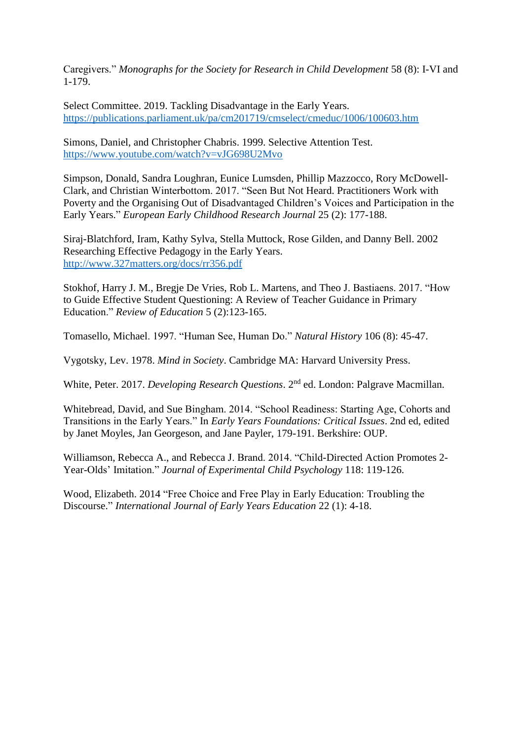Caregivers." *Monographs for the Society for Research in Child Development* 58 (8): I-VI and 1-179.

Select Committee. 2019. Tackling Disadvantage in the Early Years. https://publications.parliament.uk/pa/cm201719/cmselect/cmeduc/1006/100603.htm

Simons, Daniel, and Christopher Chabris. 1999. Selective Attention Test. https://www.youtube.com/watch?v=vJG698U2Mvo

Simpson, Donald, Sandra Loughran, Eunice Lumsden, Phillip Mazzocco, Rory McDowell-Clark, and Christian Winterbottom. 2017. "Seen But Not Heard. Practitioners Work with Poverty and the Organising Out of Disadvantaged Children's Voices and Participation in the Early Years." *European Early Childhood Research Journal* 25 (2): 177-188.

Siraj-Blatchford, Iram, Kathy Sylva, Stella Muttock, Rose Gilden, and Danny Bell. 2002 Researching Effective Pedagogy in the Early Years. http://www.327matters.org/docs/rr356.pdf

Stokhof, Harry J. M., Bregje De Vries, Rob L. Martens, and Theo J. Bastiaens. 2017. "How to Guide Effective Student Questioning: A Review of Teacher Guidance in Primary Education." *Review of Education* 5 (2):123-165.

Tomasello, Michael. 1997. "Human See, Human Do." *Natural History* 106 (8): 45-47.

Vygotsky, Lev. 1978. *Mind in Society*. Cambridge MA: Harvard University Press.

White, Peter. 2017. *Developing Research Questions*. 2nd ed. London: Palgrave Macmillan.

Whitebread, David, and Sue Bingham. 2014. "School Readiness: Starting Age, Cohorts and Transitions in the Early Years." In *Early Years Foundations: Critical Issues*. 2nd ed, edited by Janet Moyles, Jan Georgeson, and Jane Payler, 179-191. Berkshire: OUP.

Williamson, Rebecca A., and Rebecca J. Brand. 2014. "Child-Directed Action Promotes 2-Year-Olds' Imitation." *Journal of Experimental Child Psychology* 118: 119-126.

Wood, Elizabeth. 2014 "Free Choice and Free Play in Early Education: Troubling the Discourse." *International Journal of Early Years Education* 22 (1): 4-18.